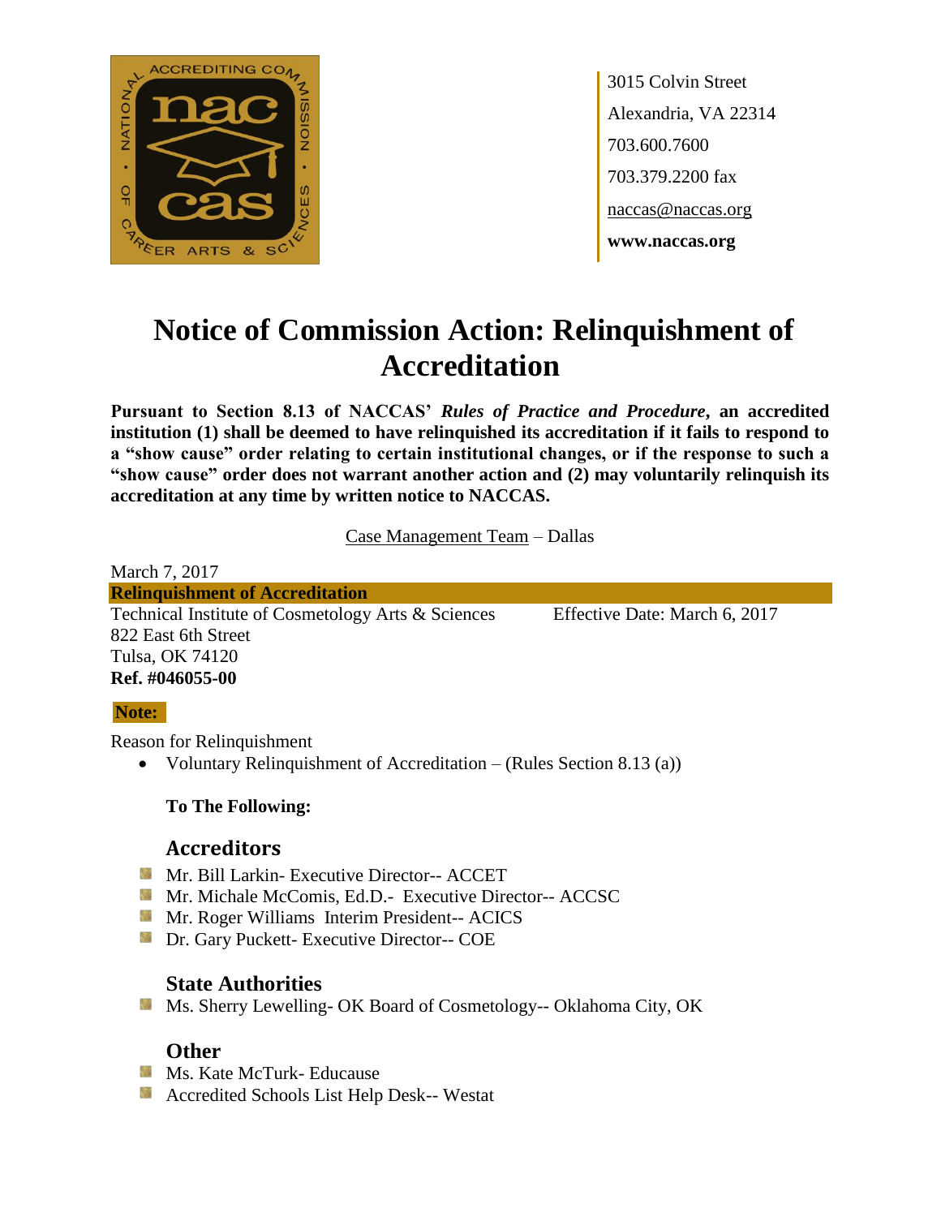3015 Colvin Street
Alexandria, VA 22314
703.600.7600
703.379.2200 fax
naccas@naccas.org
**www.naccas.org**

# Notice of Commission Action: Relinquishment of Accreditation

**Pursuant to Section 8.13 of NACCAS' *Rules of Practice and Procedure*, an accredited institution (1) shall be deemed to have relinquished its accreditation if it fails to respond to a "show cause" order relating to certain institutional changes, or if the response to such a "show cause" order does not warrant another action and (2) may voluntarily relinquish its accreditation at any time by written notice to NACCAS.**

Case Management Team – Dallas

March 7, 2017

**Relinquishment of Accreditation**

Technical Institute of Cosmetology Arts & Sciences
822 East 6th Street
Tulsa, OK 74120
**Ref. #046055-00**

Effective Date: March 6, 2017

**Note:**

Reason for Relinquishment

- Voluntary Relinquishment of Accreditation – (Rules Section 8.13 (a))

**To The Following:**

### Accreditors

- Mr. Bill Larkin- Executive Director-- ACCET
- Mr. Michale McComis, Ed.D.- Executive Director-- ACCSC
- Mr. Roger Williams Interim President-- ACICS
- Dr. Gary Puckett- Executive Director-- COE

### State Authorities

- Ms. Sherry Lewelling- OK Board of Cosmetology-- Oklahoma City, OK

### Other

- Ms. Kate McTurk- Educause
- Accredited Schools List Help Desk-- Westat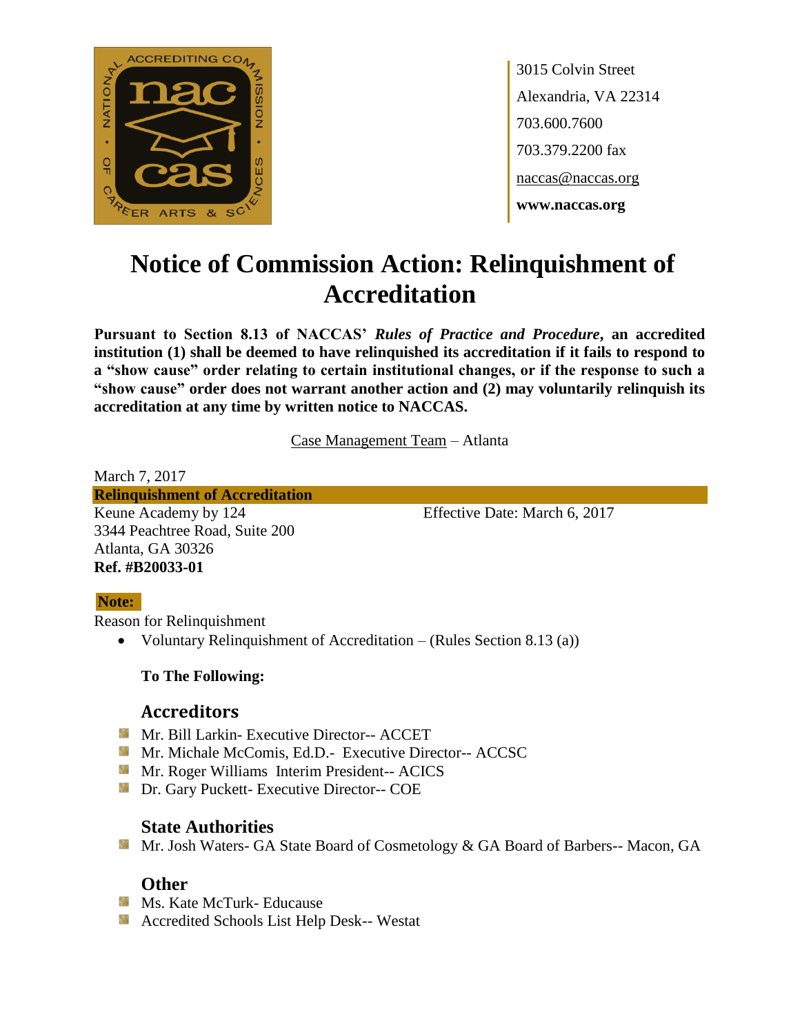ACCREDITING COMMISSION · NATIONAL · OF CAREER ARTS & SCIENCES
nac cas

3015 Colvin Street
Alexandria, VA 22314
703.600.7600
703.379.2200 fax
naccas@naccas.org
**www.naccas.org**

# Notice of Commission Action: Relinquishment of Accreditation

**Pursuant to Section 8.13 of NACCAS' *Rules of Practice and Procedure*, an accredited institution (1) shall be deemed to have relinquished its accreditation if it fails to respond to a "show cause" order relating to certain institutional changes, or if the response to such a "show cause" order does not warrant another action and (2) may voluntarily relinquish its accreditation at any time by written notice to NACCAS.**

Case Management Team – Atlanta

March 7, 2017

**Relinquishment of Accreditation**

Keune Academy by 124
3344 Peachtree Road, Suite 200
Atlanta, GA 30326
**Ref. #B20033-01**

Effective Date: March 6, 2017

**Note:**

Reason for Relinquishment

- Voluntary Relinquishment of Accreditation – (Rules Section 8.13 (a))

**To The Following:**

### Accreditors

- Mr. Bill Larkin- Executive Director-- ACCET
- Mr. Michale McComis, Ed.D.- Executive Director-- ACCSC
- Mr. Roger Williams Interim President-- ACICS
- Dr. Gary Puckett- Executive Director-- COE

### State Authorities

- Mr. Josh Waters- GA State Board of Cosmetology & GA Board of Barbers-- Macon, GA

### Other

- Ms. Kate McTurk- Educause
- Accredited Schools List Help Desk-- Westat